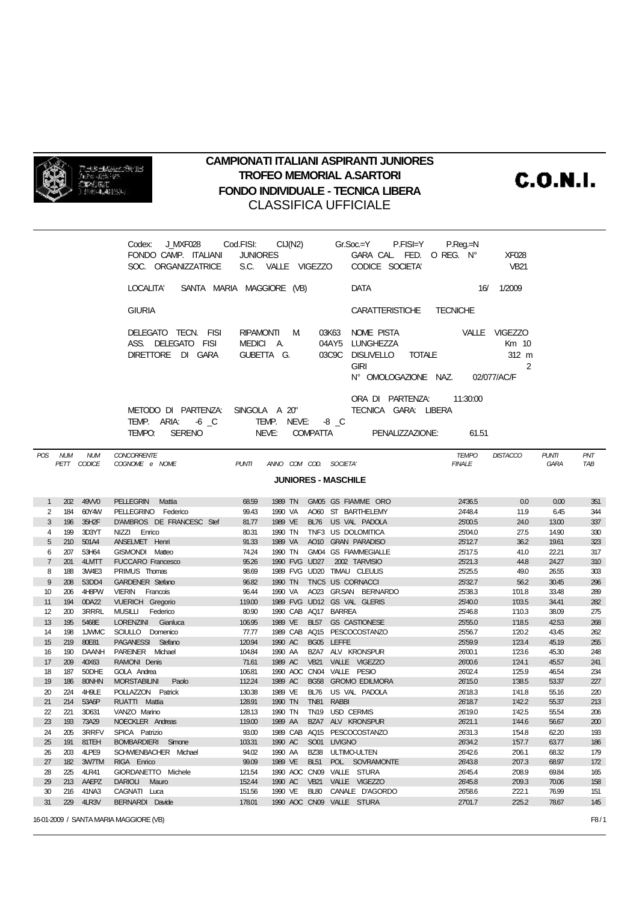# CAMPIONATI ITALIANI ASPIRANTI JUNIORES
## TROFEO MEMORIAL A.SARTORI
## FONDO INDIVIDUALE - TECNICA LIBERA
## CLASSIFICA UFFICIALE

C.O.N.I.

Codex: J_MXF028 Cod.FISI: CIJ(N2) Gr.Soc.=Y P.FISI=Y P.Reg.=N
FONDO CAMP. ITALIANI JUNIORES GARA CAL. FED. O REG. N° XF028
SOC. ORGANIZZATRICE S.C. VALLE VIGEZZO CODICE SOCIETA' VB21

LOCALITA' SANTA MARIA MAGGIORE (VB) DATA 16/ 1/2009

GIURIA CARATTERISTICHE TECNICHE

DELEGATO TECN. FISI RIPAMONTI M. 03K63 NOME PISTA VALLE VIGEZZO
ASS. DELEGATO FISI MEDICI A. 04AY5 LUNGHEZZA Km 10
DIRETTORE DI GARA GUBETTA G. 03C9C DISLIVELLO TOTALE 312 m
GIRI 2
N° OMOLOGAZIONE NAZ. 02/077/AC/F

ORA DI PARTENZA: 11:30:00
METODO DI PARTENZA: SINGOLA A 20" TECNICA GARA: LIBERA
TEMP. ARIA: -6 _C TEMP. NEVE: -8 _C
TEMPO: SERENO NEVE: COMPATTA PENALIZZAZIONE: 61.51

**JUNIORES - MASCHILE**

| POS | NUM PETT | NUM CODICE | CONCORRENTE COGNOME e NOME | PUNTI | ANNO | COM | COD. | SOCIETA' | TEMPO FINALE | DISTACCO | PUNTI GARA | PNT TAB |
|---|---|---|---|---|---|---|---|---|---|---|---|---|
| 1 | 202 | 49VV0 | PELLEGRIN Mattia | 68.59 | 1989 | TN | GM05 | GS FIAMME ORO | 24'36.5 | 0.0 | 0.00 | 351 |
| 2 | 184 | 60Y4W | PELLEGRINO Federico | 99.43 | 1990 | VA | AO60 | ST BARTHELEMY | 24'48.4 | 11.9 | 6.45 | 344 |
| 3 | 196 | 35H2F | D'AMBROS DE FRANCESC Stef | 81.77 | 1989 | VE | BL76 | US VAL PADOLA | 25'00.5 | 24.0 | 13.00 | 337 |
| 4 | 199 | 3D3YT | NIZZI Enrico | 80.31 | 1990 | TN | TNF3 | US DOLOMITICA | 25'04.0 | 27.5 | 14.90 | 330 |
| 5 | 210 | 501A4 | ANSELMET Henri | 91.33 | 1989 | VA | AO10 | GRAN PARADISO | 25'12.7 | 36.2 | 19.61 | 323 |
| 6 | 207 | 53H64 | GISMONDI Matteo | 74.24 | 1990 | TN | GM04 | GS FIAMMEGIALLE | 25'17.5 | 41.0 | 22.21 | 317 |
| 7 | 201 | 4LMTT | FUCCARO Francesco | 95.26 | 1990 | FVG | UD27 | 2002 TARVISIO | 25'21.3 | 44.8 | 24.27 | 310 |
| 8 | 188 | 3W4E3 | PRIMUS Thomas | 98.69 | 1989 | FVG | UD20 | TIMAU CLEULIS | 25'25.5 | 49.0 | 26.55 | 303 |
| 9 | 208 | 53DD4 | GARDENER Stefano | 96.82 | 1990 | TN | TNC5 | US CORNACCI | 25'32.7 | 56.2 | 30.45 | 296 |
| 10 | 206 | 4H8PW | VIERIN Francois | 96.44 | 1990 | VA | AO23 | GR.SAN BERNARDO | 25'38.3 | 1'01.8 | 33.48 | 289 |
| 11 | 194 | 0DA22 | VUERICH Gregorio | 119.00 | 1989 | FVG | UD12 | GS VAL GLERIS | 25'40.0 | 1'03.5 | 34.41 | 282 |
| 12 | 200 | 3RRRL | MUSILLI Federico | 80.90 | 1990 | CAB | AQ17 | BARREA | 25'46.8 | 1'10.3 | 38.09 | 275 |
| 13 | 195 | 5468E | LORENZINI Gianluca | 106.95 | 1989 | VE | BL57 | GS CASTIONESE | 25'55.0 | 1'18.5 | 42.53 | 268 |
| 14 | 198 | 1JWMC | SCIULLO Domenico | 77.77 | 1989 | CAB | AQ15 | PESCOCOSTANZO | 25'56.7 | 1'20.2 | 43.45 | 262 |
| 15 | 219 | 80E81 | PAGANESSI Stefano | 120.94 | 1990 | AC | BG05 | LEFFE | 25'59.9 | 1'23.4 | 45.19 | 255 |
| 16 | 190 | DAANH | PAREINER Michael | 104.84 | 1990 | AA | BZA7 | ALV KRONSPUR | 26'00.1 | 1'23.6 | 45.30 | 248 |
| 17 | 209 | 40X63 | RAMONI Denis | 71.61 | 1989 | AC | VB21 | VALLE VIGEZZO | 26'00.6 | 1'24.1 | 45.57 | 241 |
| 18 | 187 | 50DHE | GOLA Andrea | 106.81 | 1990 | AOC | CN04 | VALLE PESIO | 26'02.4 | 1'25.9 | 46.54 | 234 |
| 19 | 186 | 80NHN | MORSTABILINI Paolo | 112.24 | 1989 | AC | BG58 | GROMO EDILMORA | 26'15.0 | 1'38.5 | 53.37 | 227 |
| 20 | 224 | 4H9LE | POLLAZZON Patrick | 130.38 | 1989 | VE | BL76 | US VAL PADOLA | 26'18.3 | 1'41.8 | 55.16 | 220 |
| 21 | 214 | 53A6P | RUATTI Mattia | 128.91 | 1990 | TN | TN81 | RABBI | 26'18.7 | 1'42.2 | 55.37 | 213 |
| 22 | 221 | 3D631 | VANZO Marino | 128.13 | 1990 | TN | TN19 | USD CERMIS | 26'19.0 | 1'42.5 | 55.54 | 206 |
| 23 | 193 | 73A29 | NOECKLER Andreas | 119.00 | 1989 | AA | BZA7 | ALV KRONSPUR | 26'21.1 | 1'44.6 | 56.67 | 200 |
| 24 | 205 | 3RRFV | SPICA Patrizio | 93.00 | 1989 | CAB | AQ15 | PESCOCOSTANZO | 26'31.3 | 1'54.8 | 62.20 | 193 |
| 25 | 191 | 81TEH | BOMBARDIERI Simone | 103.31 | 1990 | AC | SO01 | LIVIGNO | 26'34.2 | 1'57.7 | 63.77 | 186 |
| 26 | 203 | 4LPE9 | SCHWIENBACHER Michael | 94.02 | 1990 | AA | BZ38 | ULTIMO-ULTEN | 26'42.6 | 2'06.1 | 68.32 | 179 |
| 27 | 182 | 3W7TM | RIGA Enrico | 99.09 | 1989 | VE | BL51 | POL. SOVRAMONTE | 26'43.8 | 2'07.3 | 68.97 | 172 |
| 28 | 225 | 4LR41 | GIORDANETTO Michele | 121.54 | 1990 | AOC | CN09 | VALLE STURA | 26'45.4 | 2'08.9 | 69.84 | 165 |
| 29 | 213 | AAEPZ | DARIOLI Mauro | 152.44 | 1990 | AC | VB21 | VALLE VIGEZZO | 26'45.8 | 2'09.3 | 70.06 | 158 |
| 30 | 216 | 41NA3 | CAGNATI Luca | 151.56 | 1990 | VE | BL80 | CANALE D'AGORDO | 26'58.6 | 2'22.1 | 76.99 | 151 |
| 31 | 229 | 4LR3V | BERNARDI Davide | 178.01 | 1990 | AOC | CN09 | VALLE STURA | 27'01.7 | 2'25.2 | 78.67 | 145 |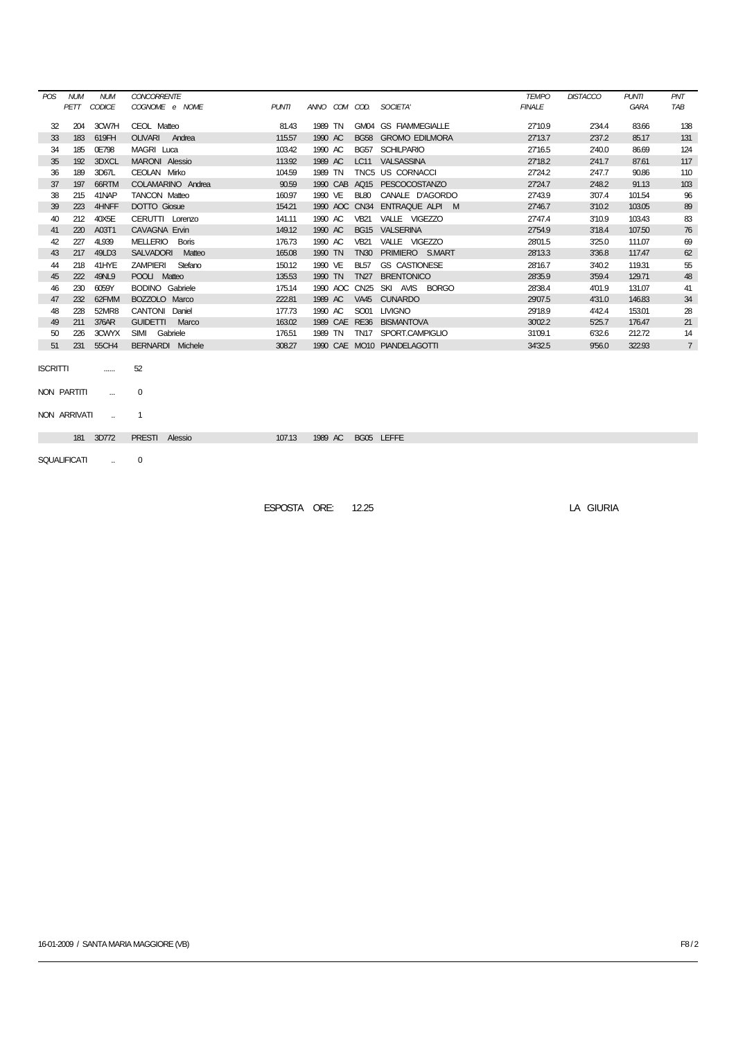| POS | NUM PETT | NUM CODICE | CONCORRENTE COGNOME e NOME | PUNTI | ANNO | COM | COD. | SOCIETA' | TEMPO FINALE | DISTACCO | PUNTI GARA | PNT TAB |
|---|---|---|---|---|---|---|---|---|---|---|---|---|
| 32 | 204 | 3CW7H | CEOL Matteo | 81.43 | 1989 | TN | GM04 | GS FIAMMEGIALLE | 27'10.9 | 2'34.4 | 83.66 | 138 |
| 33 | 183 | 619FH | OLIVARI Andrea | 115.57 | 1990 | AC | BG58 | GROMO EDILMORA | 27'13.7 | 2'37.2 | 85.17 | 131 |
| 34 | 185 | 0E798 | MAGRI Luca | 103.42 | 1990 | AC | BG57 | SCHILPARIO | 27'16.5 | 2'40.0 | 86.69 | 124 |
| 35 | 192 | 3DXCL | MARONI Alessio | 113.92 | 1989 | AC | LC11 | VALSASSINA | 27'18.2 | 2'41.7 | 87.61 | 117 |
| 36 | 189 | 3D67L | CEOLAN Mirko | 104.59 | 1989 | TN | TNC5 | US CORNACCI | 27'24.2 | 2'47.7 | 90.86 | 110 |
| 37 | 197 | 66RTM | COLAMARINO Andrea | 90.59 | 1990 | CAB | AQ15 | PESCOCOSTANZO | 27'24.7 | 2'48.2 | 91.13 | 103 |
| 38 | 215 | 41NAP | TANCON Matteo | 160.97 | 1990 | VE | BL80 | CANALE D'AGORDO | 27'43.9 | 3'07.4 | 101.54 | 96 |
| 39 | 223 | 4HNFF | DOTTO Giosue | 154.21 | 1990 | AOC | CN34 | ENTRAQUE ALPI M | 27'46.7 | 3'10.2 | 103.05 | 89 |
| 40 | 212 | 40X5E | CERUTTI Lorenzo | 141.11 | 1990 | AC | VB21 | VALLE VIGEZZO | 27'47.4 | 3'10.9 | 103.43 | 83 |
| 41 | 220 | A03T1 | CAVAGNA Ervin | 149.12 | 1990 | AC | BG15 | VALSERINA | 27'54.9 | 3'18.4 | 107.50 | 76 |
| 42 | 227 | 4L939 | MELLERIO Boris | 176.73 | 1990 | AC | VB21 | VALLE VIGEZZO | 28'01.5 | 3'25.0 | 111.07 | 69 |
| 43 | 217 | 49LD3 | SALVADORI Matteo | 165.08 | 1990 | TN | TN30 | PRIMIERO S.MART | 28'13.3 | 3'36.8 | 117.47 | 62 |
| 44 | 218 | 41HYE | ZAMPIERI Stefano | 150.12 | 1990 | VE | BL57 | GS CASTIONESE | 28'16.7 | 3'40.2 | 119.31 | 55 |
| 45 | 222 | 49NL9 | POOLI Matteo | 135.53 | 1990 | TN | TN27 | BRENTONICO | 28'35.9 | 3'59.4 | 129.71 | 48 |
| 46 | 230 | 6059Y | BODINO Gabriele | 175.14 | 1990 | AOC | CN25 | SKI AVIS BORGO | 28'38.4 | 4'01.9 | 131.07 | 41 |
| 47 | 232 | 62FMM | BOZZOLO Marco | 222.81 | 1989 | AC | VA45 | CUNARDO | 29'07.5 | 4'31.0 | 146.83 | 34 |
| 48 | 228 | 52MR8 | CANTONI Daniel | 177.73 | 1990 | AC | SO01 | LIVIGNO | 29'18.9 | 4'42.4 | 153.01 | 28 |
| 49 | 211 | 376AR | GUIDETTI Marco | 163.02 | 1989 | CAE | RE36 | BISMANTOVA | 30'02.2 | 5'25.7 | 176.47 | 21 |
| 50 | 226 | 3CWYX | SIMI Gabriele | 176.51 | 1989 | TN | TN17 | SPORT.CAMPIGLIO | 31'09.1 | 6'32.6 | 212.72 | 14 |
| 51 | 231 | 55CH4 | BERNARDI Michele | 308.27 | 1990 | CAE | MO10 | PIANDELAGOTTI | 34'32.5 | 9'56.0 | 322.93 | 7 |

ISCRITTI ...... 52

NON PARTITI ... 0

NON ARRIVATI .. 1

| | | | | | | | | |
|---|---|---|---|---|---|---|---|---|
| 181 | 3D772 | PRESTI Alessio | 107.13 | 1989 | AC | BG05 | LEFFE | |

SQUALIFICATI .. 0

ESPOSTA ORE: 12.25

LA GIURIA

16-01-2009 / SANTA MARIA MAGGIORE (VB)